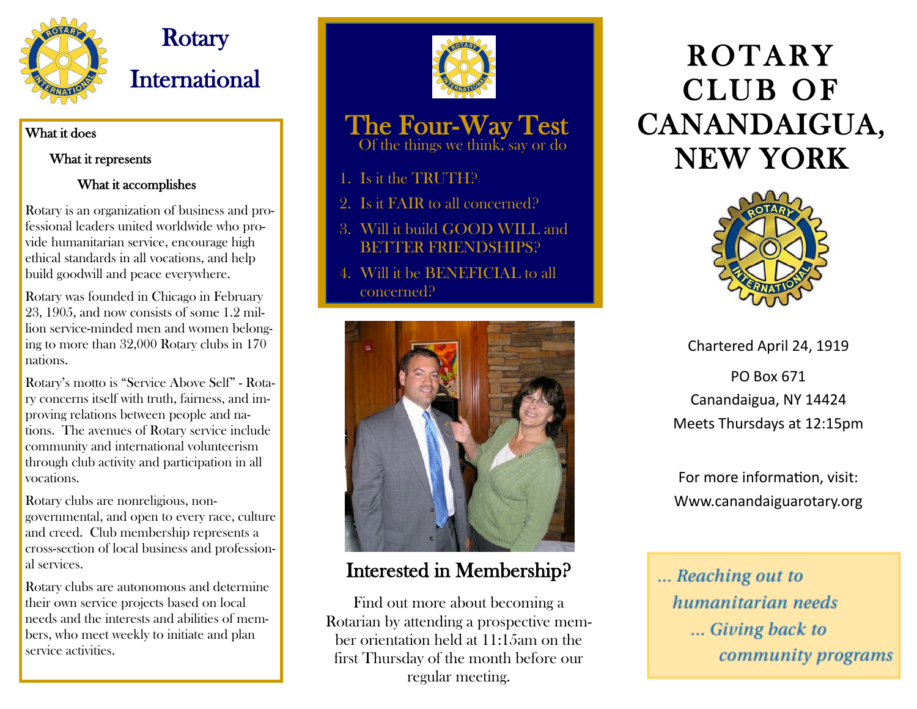# Rotary International

**What it does**

**What it represents**

**What it accomplishes**

Rotary is an organization of business and professional leaders united worldwide who provide humanitarian service, encourage high ethical standards in all vocations, and help build goodwill and peace everywhere.

Rotary was founded in Chicago in February 23, 1905, and now consists of some 1.2 million service-minded men and women belonging to more than 32,000 Rotary clubs in 170 nations.

Rotary's motto is "Service Above Self" - Rotary concerns itself with truth, fairness, and improving relations between people and nations. The avenues of Rotary service include community and international volunteerism through club activity and participation in all vocations.

Rotary clubs are nonreligious, non-governmental, and open to every race, culture and creed. Club membership represents a cross-section of local business and professional services.

Rotary clubs are autonomous and determine their own service projects based on local needs and the interests and abilities of members, who meet weekly to initiate and plan service activities.

## The Four-Way Test

Of the things we think, say or do

1. Is it the TRUTH?
2. Is it FAIR to all concerned?
3. Will it build GOOD WILL and BETTER FRIENDSHIPS?
4. Will it be BENEFICIAL to all concerned?

## Interested in Membership?

Find out more about becoming a Rotarian by attending a prospective member orientation held at 11:15am on the first Thursday of the month before our regular meeting.

# ROTARY CLUB OF CANANDAIGUA, NEW YORK

Chartered April 24, 1919

PO Box 671

Canandaigua, NY 14424

Meets Thursdays at 12:15pm

For more information, visit:

Www.canandaiguarotary.org

*... Reaching out to humanitarian needs*

*... Giving back to community programs*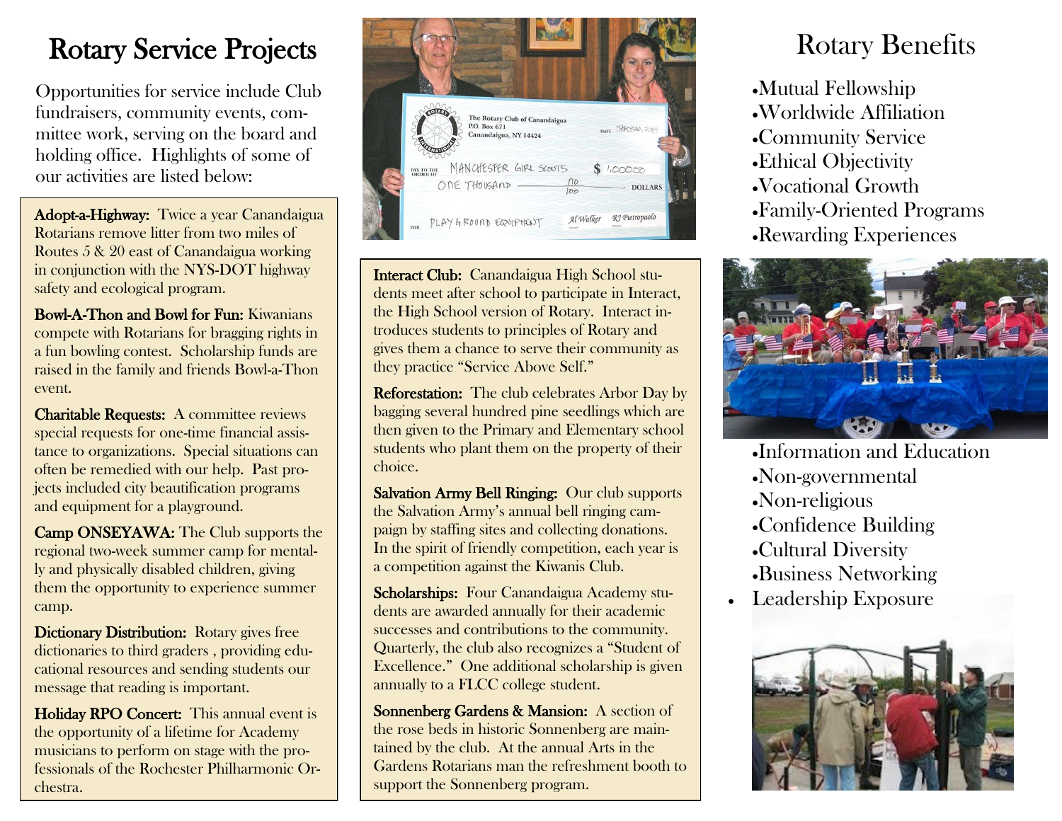# Rotary Service Projects

Opportunities for service include Club fundraisers, community events, committee work, serving on the board and holding office. Highlights of some of our activities are listed below:

**Adopt-a-Highway:** Twice a year Canandaigua Rotarians remove litter from two miles of Routes 5 & 20 east of Canandaigua working in conjunction with the NYS-DOT highway safety and ecological program.

**Bowl-A-Thon and Bowl for Fun:** Kiwanians compete with Rotarians for bragging rights in a fun bowling contest. Scholarship funds are raised in the family and friends Bowl-a-Thon event.

**Charitable Requests:** A committee reviews special requests for one-time financial assistance to organizations. Special situations can often be remedied with our help. Past projects included city beautification programs and equipment for a playground.

**Camp ONSEYAWA:** The Club supports the regional two-week summer camp for mentally and physically disabled children, giving them the opportunity to experience summer camp.

**Dictionary Distribution:** Rotary gives free dictionaries to third graders , providing educational resources and sending students our message that reading is important.

**Holiday RPO Concert:** This annual event is the opportunity of a lifetime for Academy musicians to perform on stage with the professionals of the Rochester Philharmonic Orchestra.

**Interact Club:** Canandaigua High School students meet after school to participate in Interact, the High School version of Rotary. Interact introduces students to principles of Rotary and gives them a chance to serve their community as they practice "Service Above Self."

**Reforestation:** The club celebrates Arbor Day by bagging several hundred pine seedlings which are then given to the Primary and Elementary school students who plant them on the property of their choice.

**Salvation Army Bell Ringing:** Our club supports the Salvation Army's annual bell ringing campaign by staffing sites and collecting donations. In the spirit of friendly competition, each year is a competition against the Kiwanis Club.

**Scholarships:** Four Canandaigua Academy students are awarded annually for their academic successes and contributions to the community. Quarterly, the club also recognizes a "Student of Excellence." One additional scholarship is given annually to a FLCC college student.

**Sonnenberg Gardens & Mansion:** A section of the rose beds in historic Sonnenberg are maintained by the club. At the annual Arts in the Gardens Rotarians man the refreshment booth to support the Sonnenberg program.

# Rotary Benefits

- Mutual Fellowship
- Worldwide Affiliation
- Community Service
- Ethical Objectivity
- Vocational Growth
- Family-Oriented Programs
- Rewarding Experiences
- Information and Education
- Non-governmental
- Non-religious
- Confidence Building
- Cultural Diversity
- Business Networking
- Leadership Exposure